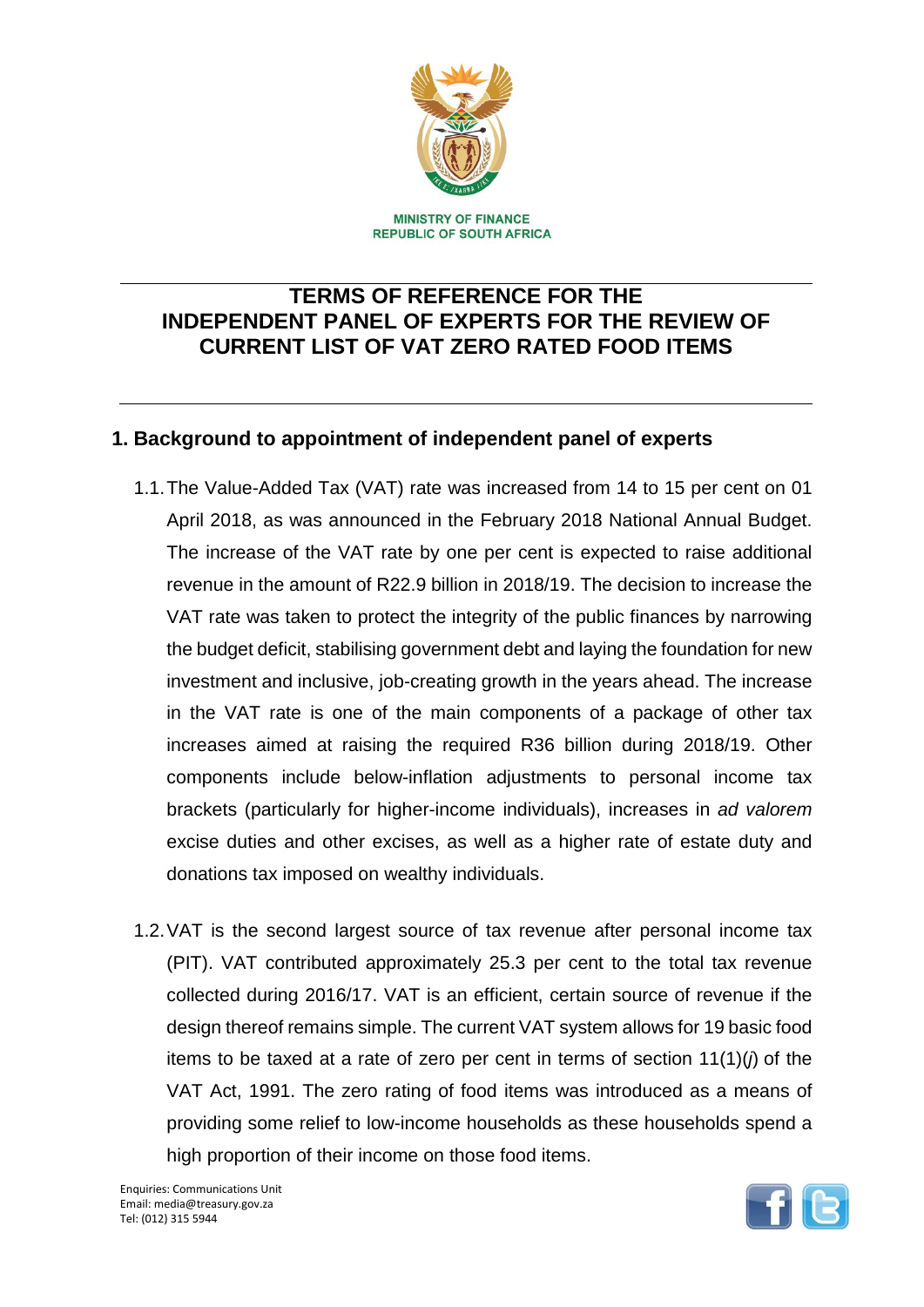MINISTRY OF FINANCE
REPUBLIC OF SOUTH AFRICA

# TERMS OF REFERENCE FOR THE INDEPENDENT PANEL OF EXPERTS FOR THE REVIEW OF CURRENT LIST OF VAT ZERO RATED FOOD ITEMS

## 1. Background to appointment of independent panel of experts

1.1. The Value-Added Tax (VAT) rate was increased from 14 to 15 per cent on 01 April 2018, as was announced in the February 2018 National Annual Budget. The increase of the VAT rate by one per cent is expected to raise additional revenue in the amount of R22.9 billion in 2018/19. The decision to increase the VAT rate was taken to protect the integrity of the public finances by narrowing the budget deficit, stabilising government debt and laying the foundation for new investment and inclusive, job-creating growth in the years ahead. The increase in the VAT rate is one of the main components of a package of other tax increases aimed at raising the required R36 billion during 2018/19. Other components include below-inflation adjustments to personal income tax brackets (particularly for higher-income individuals), increases in *ad valorem* excise duties and other excises, as well as a higher rate of estate duty and donations tax imposed on wealthy individuals.

1.2. VAT is the second largest source of tax revenue after personal income tax (PIT). VAT contributed approximately 25.3 per cent to the total tax revenue collected during 2016/17. VAT is an efficient, certain source of revenue if the design thereof remains simple. The current VAT system allows for 19 basic food items to be taxed at a rate of zero per cent in terms of section 11(1)(*j*) of the VAT Act, 1991. The zero rating of food items was introduced as a means of providing some relief to low-income households as these households spend a high proportion of their income on those food items.

Enquiries: Communications Unit
Email: media@treasury.gov.za
Tel: (012) 315 5944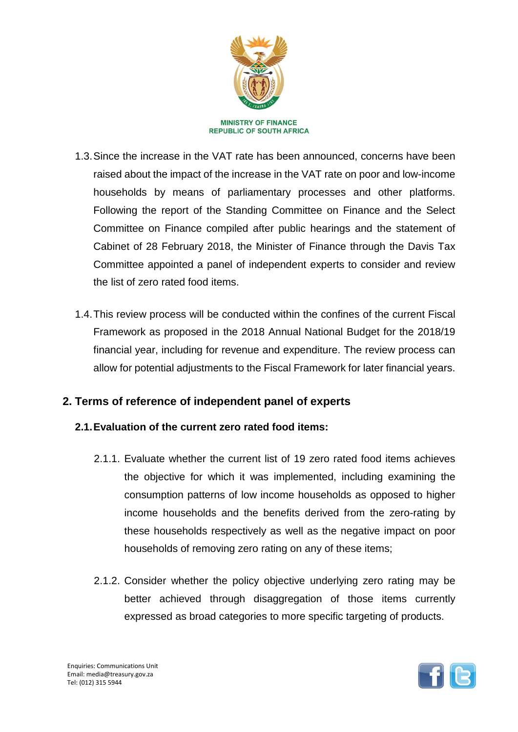1.3. Since the increase in the VAT rate has been announced, concerns have been raised about the impact of the increase in the VAT rate on poor and low-income households by means of parliamentary processes and other platforms. Following the report of the Standing Committee on Finance and the Select Committee on Finance compiled after public hearings and the statement of Cabinet of 28 February 2018, the Minister of Finance through the Davis Tax Committee appointed a panel of independent experts to consider and review the list of zero rated food items.

1.4. This review process will be conducted within the confines of the current Fiscal Framework as proposed in the 2018 Annual National Budget for the 2018/19 financial year, including for revenue and expenditure. The review process can allow for potential adjustments to the Fiscal Framework for later financial years.

## 2. Terms of reference of independent panel of experts

### 2.1. Evaluation of the current zero rated food items:

2.1.1. Evaluate whether the current list of 19 zero rated food items achieves the objective for which it was implemented, including examining the consumption patterns of low income households as opposed to higher income households and the benefits derived from the zero-rating by these households respectively as well as the negative impact on poor households of removing zero rating on any of these items;

2.1.2. Consider whether the policy objective underlying zero rating may be better achieved through disaggregation of those items currently expressed as broad categories to more specific targeting of products.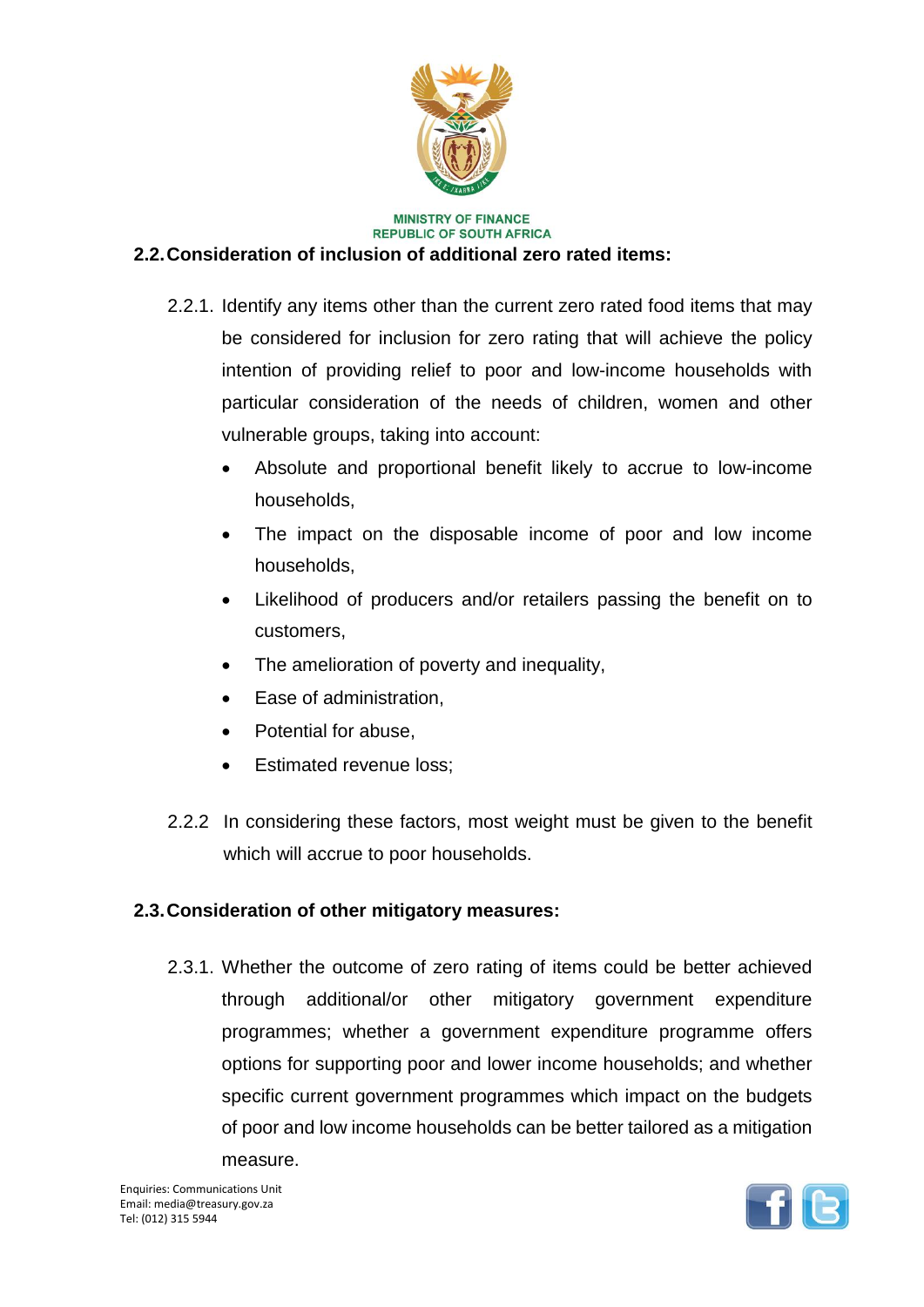## 2.2. Consideration of inclusion of additional zero rated items:

2.2.1. Identify any items other than the current zero rated food items that may be considered for inclusion for zero rating that will achieve the policy intention of providing relief to poor and low-income households with particular consideration of the needs of children, women and other vulnerable groups, taking into account:

- Absolute and proportional benefit likely to accrue to low-income households,
- The impact on the disposable income of poor and low income households,
- Likelihood of producers and/or retailers passing the benefit on to customers,
- The amelioration of poverty and inequality,
- Ease of administration,
- Potential for abuse,
- Estimated revenue loss;

2.2.2 In considering these factors, most weight must be given to the benefit which will accrue to poor households.

## 2.3. Consideration of other mitigatory measures:

2.3.1. Whether the outcome of zero rating of items could be better achieved through additional/or other mitigatory government expenditure programmes; whether a government expenditure programme offers options for supporting poor and lower income households; and whether specific current government programmes which impact on the budgets of poor and low income households can be better tailored as a mitigation measure.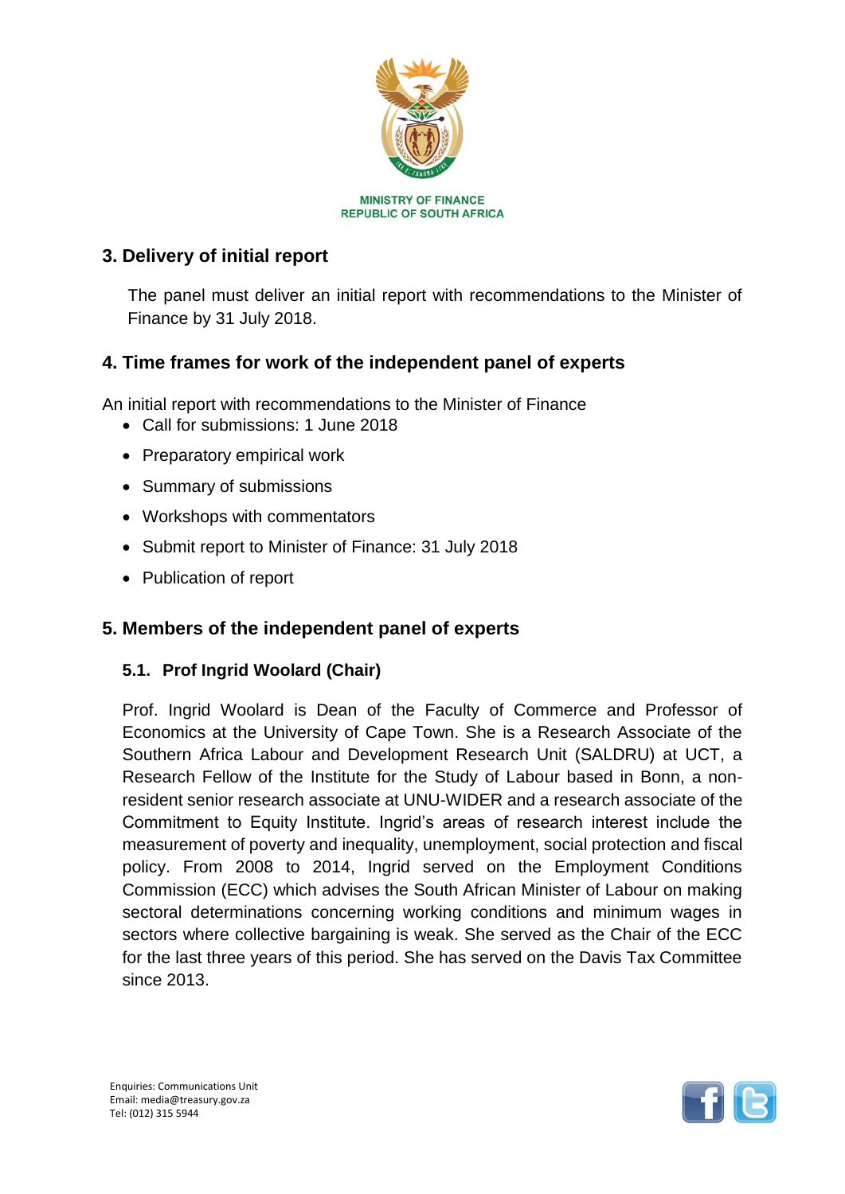## 3. Delivery of initial report

The panel must deliver an initial report with recommendations to the Minister of Finance by 31 July 2018.

## 4. Time frames for work of the independent panel of experts

An initial report with recommendations to the Minister of Finance

- Call for submissions: 1 June 2018
- Preparatory empirical work
- Summary of submissions
- Workshops with commentators
- Submit report to Minister of Finance: 31 July 2018
- Publication of report

## 5. Members of the independent panel of experts

### 5.1. Prof Ingrid Woolard (Chair)

Prof. Ingrid Woolard is Dean of the Faculty of Commerce and Professor of Economics at the University of Cape Town. She is a Research Associate of the Southern Africa Labour and Development Research Unit (SALDRU) at UCT, a Research Fellow of the Institute for the Study of Labour based in Bonn, a non-resident senior research associate at UNU-WIDER and a research associate of the Commitment to Equity Institute. Ingrid's areas of research interest include the measurement of poverty and inequality, unemployment, social protection and fiscal policy. From 2008 to 2014, Ingrid served on the Employment Conditions Commission (ECC) which advises the South African Minister of Labour on making sectoral determinations concerning working conditions and minimum wages in sectors where collective bargaining is weak. She served as the Chair of the ECC for the last three years of this period. She has served on the Davis Tax Committee since 2013.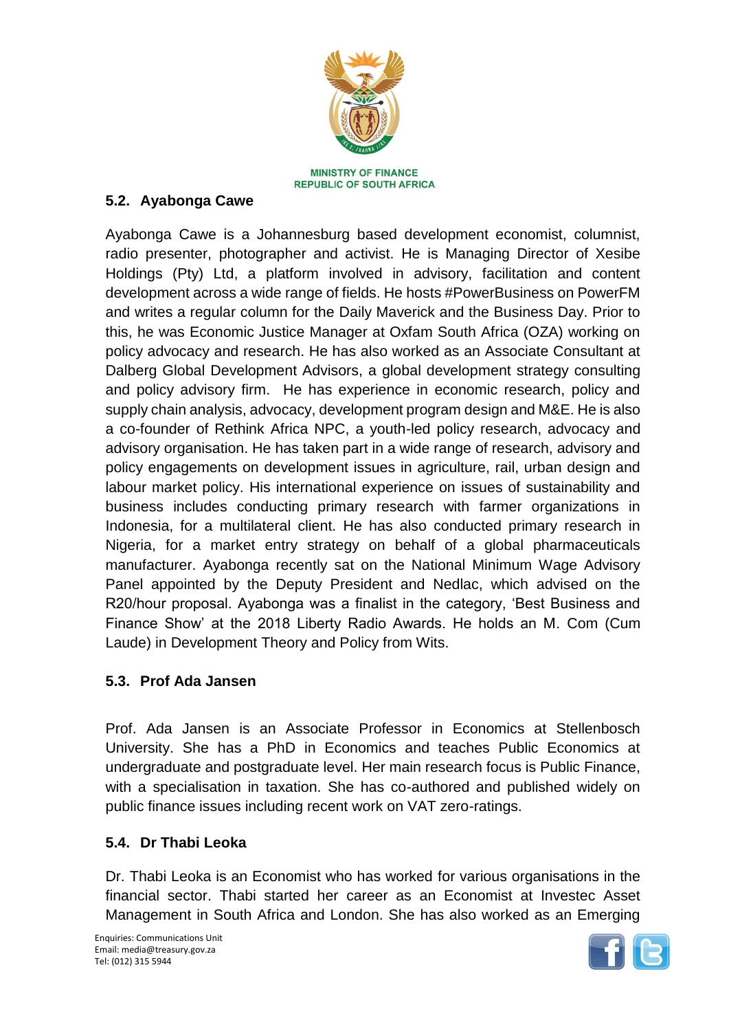### 5.2. Ayabonga Cawe

Ayabonga Cawe is a Johannesburg based development economist, columnist, radio presenter, photographer and activist. He is Managing Director of Xesibe Holdings (Pty) Ltd, a platform involved in advisory, facilitation and content development across a wide range of fields. He hosts #PowerBusiness on PowerFM and writes a regular column for the Daily Maverick and the Business Day. Prior to this, he was Economic Justice Manager at Oxfam South Africa (OZA) working on policy advocacy and research. He has also worked as an Associate Consultant at Dalberg Global Development Advisors, a global development strategy consulting and policy advisory firm. He has experience in economic research, policy and supply chain analysis, advocacy, development program design and M&E. He is also a co-founder of Rethink Africa NPC, a youth-led policy research, advocacy and advisory organisation. He has taken part in a wide range of research, advisory and policy engagements on development issues in agriculture, rail, urban design and labour market policy. His international experience on issues of sustainability and business includes conducting primary research with farmer organizations in Indonesia, for a multilateral client. He has also conducted primary research in Nigeria, for a market entry strategy on behalf of a global pharmaceuticals manufacturer. Ayabonga recently sat on the National Minimum Wage Advisory Panel appointed by the Deputy President and Nedlac, which advised on the R20/hour proposal. Ayabonga was a finalist in the category, 'Best Business and Finance Show' at the 2018 Liberty Radio Awards. He holds an M. Com (Cum Laude) in Development Theory and Policy from Wits.

### 5.3. Prof Ada Jansen

Prof. Ada Jansen is an Associate Professor in Economics at Stellenbosch University. She has a PhD in Economics and teaches Public Economics at undergraduate and postgraduate level. Her main research focus is Public Finance, with a specialisation in taxation. She has co-authored and published widely on public finance issues including recent work on VAT zero-ratings.

### 5.4. Dr Thabi Leoka

Dr. Thabi Leoka is an Economist who has worked for various organisations in the financial sector. Thabi started her career as an Economist at Investec Asset Management in South Africa and London. She has also worked as an Emerging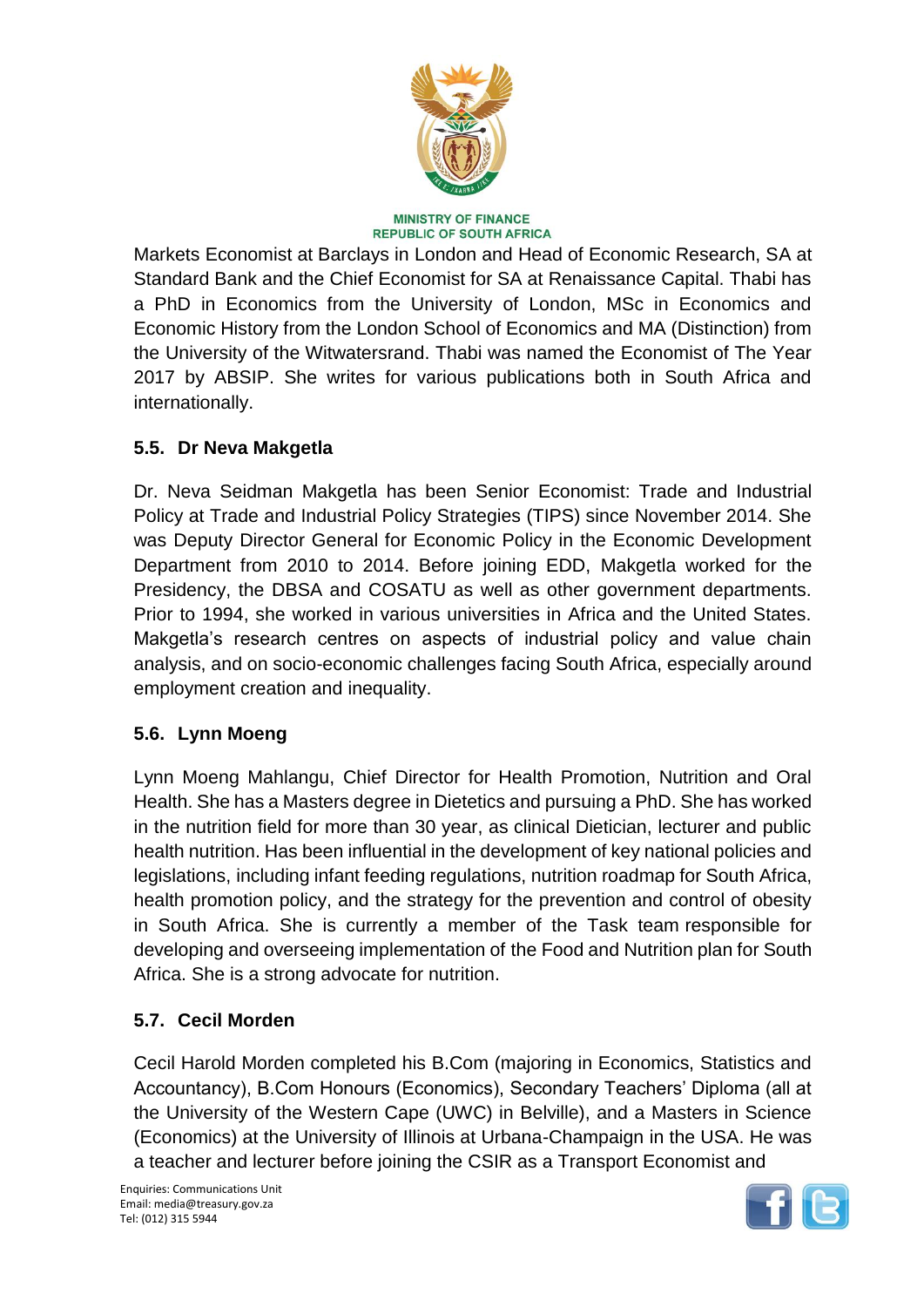Markets Economist at Barclays in London and Head of Economic Research, SA at Standard Bank and the Chief Economist for SA at Renaissance Capital. Thabi has a PhD in Economics from the University of London, MSc in Economics and Economic History from the London School of Economics and MA (Distinction) from the University of the Witwatersrand. Thabi was named the Economist of The Year 2017 by ABSIP. She writes for various publications both in South Africa and internationally.

### 5.5. Dr Neva Makgetla

Dr. Neva Seidman Makgetla has been Senior Economist: Trade and Industrial Policy at Trade and Industrial Policy Strategies (TIPS) since November 2014. She was Deputy Director General for Economic Policy in the Economic Development Department from 2010 to 2014. Before joining EDD, Makgetla worked for the Presidency, the DBSA and COSATU as well as other government departments. Prior to 1994, she worked in various universities in Africa and the United States. Makgetla's research centres on aspects of industrial policy and value chain analysis, and on socio-economic challenges facing South Africa, especially around employment creation and inequality.

### 5.6. Lynn Moeng

Lynn Moeng Mahlangu, Chief Director for Health Promotion, Nutrition and Oral Health. She has a Masters degree in Dietetics and pursuing a PhD. She has worked in the nutrition field for more than 30 year, as clinical Dietician, lecturer and public health nutrition. Has been influential in the development of key national policies and legislations, including infant feeding regulations, nutrition roadmap for South Africa, health promotion policy, and the strategy for the prevention and control of obesity in South Africa. She is currently a member of the Task team responsible for developing and overseeing implementation of the Food and Nutrition plan for South Africa. She is a strong advocate for nutrition.

### 5.7. Cecil Morden

Cecil Harold Morden completed his B.Com (majoring in Economics, Statistics and Accountancy), B.Com Honours (Economics), Secondary Teachers' Diploma (all at the University of the Western Cape (UWC) in Belville), and a Masters in Science (Economics) at the University of Illinois at Urbana-Champaign in the USA. He was a teacher and lecturer before joining the CSIR as a Transport Economist and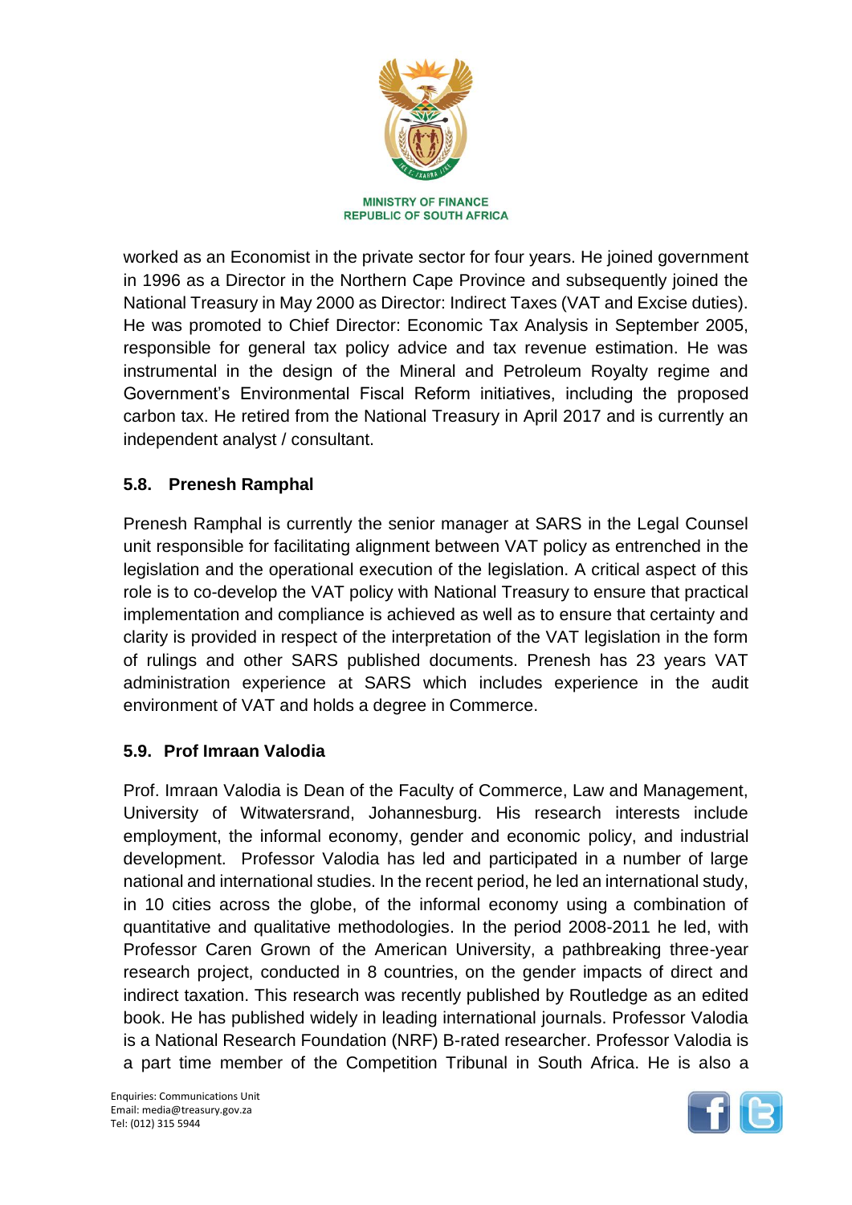worked as an Economist in the private sector for four years. He joined government in 1996 as a Director in the Northern Cape Province and subsequently joined the National Treasury in May 2000 as Director: Indirect Taxes (VAT and Excise duties). He was promoted to Chief Director: Economic Tax Analysis in September 2005, responsible for general tax policy advice and tax revenue estimation. He was instrumental in the design of the Mineral and Petroleum Royalty regime and Government's Environmental Fiscal Reform initiatives, including the proposed carbon tax. He retired from the National Treasury in April 2017 and is currently an independent analyst / consultant.

### 5.8. Prenesh Ramphal

Prenesh Ramphal is currently the senior manager at SARS in the Legal Counsel unit responsible for facilitating alignment between VAT policy as entrenched in the legislation and the operational execution of the legislation. A critical aspect of this role is to co-develop the VAT policy with National Treasury to ensure that practical implementation and compliance is achieved as well as to ensure that certainty and clarity is provided in respect of the interpretation of the VAT legislation in the form of rulings and other SARS published documents. Prenesh has 23 years VAT administration experience at SARS which includes experience in the audit environment of VAT and holds a degree in Commerce.

### 5.9. Prof Imraan Valodia

Prof. Imraan Valodia is Dean of the Faculty of Commerce, Law and Management, University of Witwatersrand, Johannesburg. His research interests include employment, the informal economy, gender and economic policy, and industrial development. Professor Valodia has led and participated in a number of large national and international studies. In the recent period, he led an international study, in 10 cities across the globe, of the informal economy using a combination of quantitative and qualitative methodologies. In the period 2008-2011 he led, with Professor Caren Grown of the American University, a pathbreaking three-year research project, conducted in 8 countries, on the gender impacts of direct and indirect taxation. This research was recently published by Routledge as an edited book. He has published widely in leading international journals. Professor Valodia is a National Research Foundation (NRF) B-rated researcher. Professor Valodia is a part time member of the Competition Tribunal in South Africa. He is also a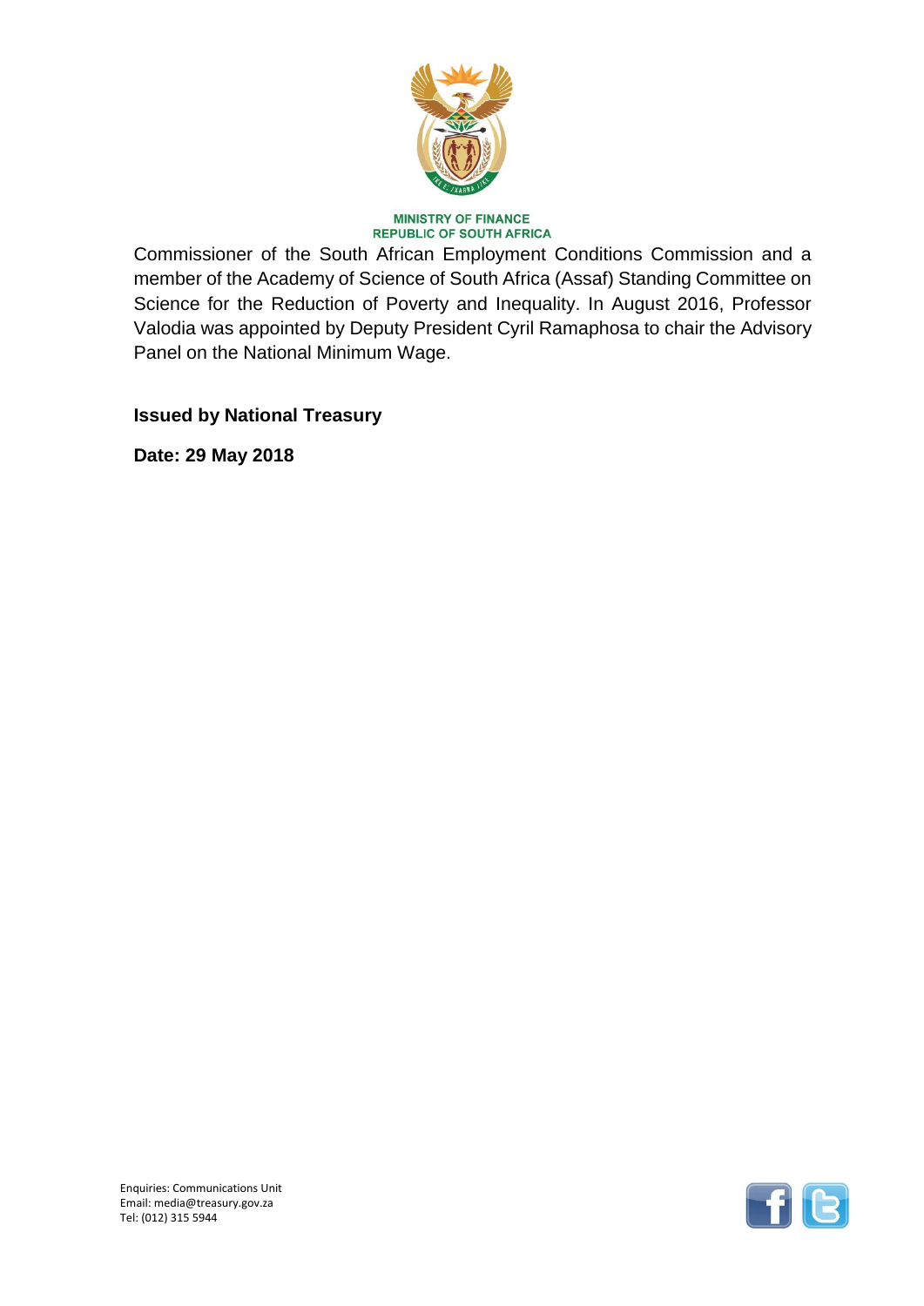Commissioner of the South African Employment Conditions Commission and a member of the Academy of Science of South Africa (Assaf) Standing Committee on Science for the Reduction of Poverty and Inequality. In August 2016, Professor Valodia was appointed by Deputy President Cyril Ramaphosa to chair the Advisory Panel on the National Minimum Wage.

**Issued by National Treasury**

**Date: 29 May 2018**